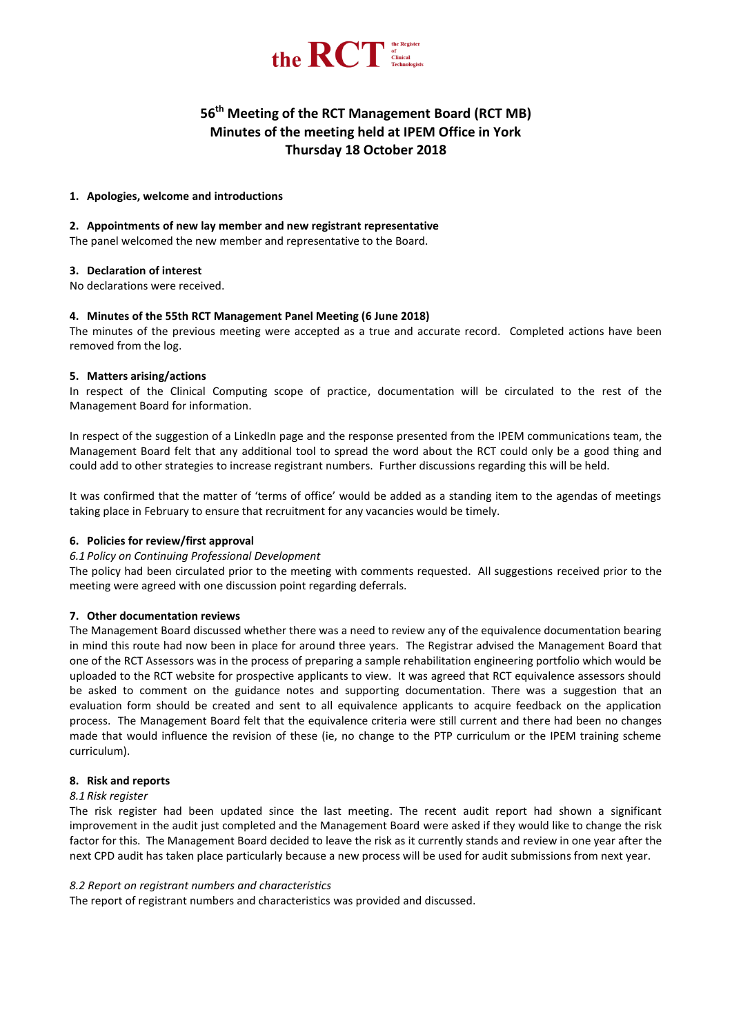the RCT the Register of Clinical Technologists

# 56th Meeting of the RCT Management Board (RCT MB)
# Minutes of the meeting held at IPEM Office in York
# Thursday 18 October 2018

**1. Apologies, welcome and introductions**

**2. Appointments of new lay member and new registrant representative**

The panel welcomed the new member and representative to the Board.

**3. Declaration of interest**

No declarations were received.

**4. Minutes of the 55th RCT Management Panel Meeting (6 June 2018)**

The minutes of the previous meeting were accepted as a true and accurate record. Completed actions have been removed from the log.

**5. Matters arising/actions**

In respect of the Clinical Computing scope of practice, documentation will be circulated to the rest of the Management Board for information.

In respect of the suggestion of a LinkedIn page and the response presented from the IPEM communications team, the Management Board felt that any additional tool to spread the word about the RCT could only be a good thing and could add to other strategies to increase registrant numbers. Further discussions regarding this will be held.

It was confirmed that the matter of 'terms of office' would be added as a standing item to the agendas of meetings taking place in February to ensure that recruitment for any vacancies would be timely.

**6. Policies for review/first approval**

*6.1 Policy on Continuing Professional Development*

The policy had been circulated prior to the meeting with comments requested. All suggestions received prior to the meeting were agreed with one discussion point regarding deferrals.

**7. Other documentation reviews**

The Management Board discussed whether there was a need to review any of the equivalence documentation bearing in mind this route had now been in place for around three years. The Registrar advised the Management Board that one of the RCT Assessors was in the process of preparing a sample rehabilitation engineering portfolio which would be uploaded to the RCT website for prospective applicants to view. It was agreed that RCT equivalence assessors should be asked to comment on the guidance notes and supporting documentation. There was a suggestion that an evaluation form should be created and sent to all equivalence applicants to acquire feedback on the application process. The Management Board felt that the equivalence criteria were still current and there had been no changes made that would influence the revision of these (ie, no change to the PTP curriculum or the IPEM training scheme curriculum).

**8. Risk and reports**

*8.1 Risk register*

The risk register had been updated since the last meeting. The recent audit report had shown a significant improvement in the audit just completed and the Management Board were asked if they would like to change the risk factor for this. The Management Board decided to leave the risk as it currently stands and review in one year after the next CPD audit has taken place particularly because a new process will be used for audit submissions from next year.

*8.2 Report on registrant numbers and characteristics*

The report of registrant numbers and characteristics was provided and discussed.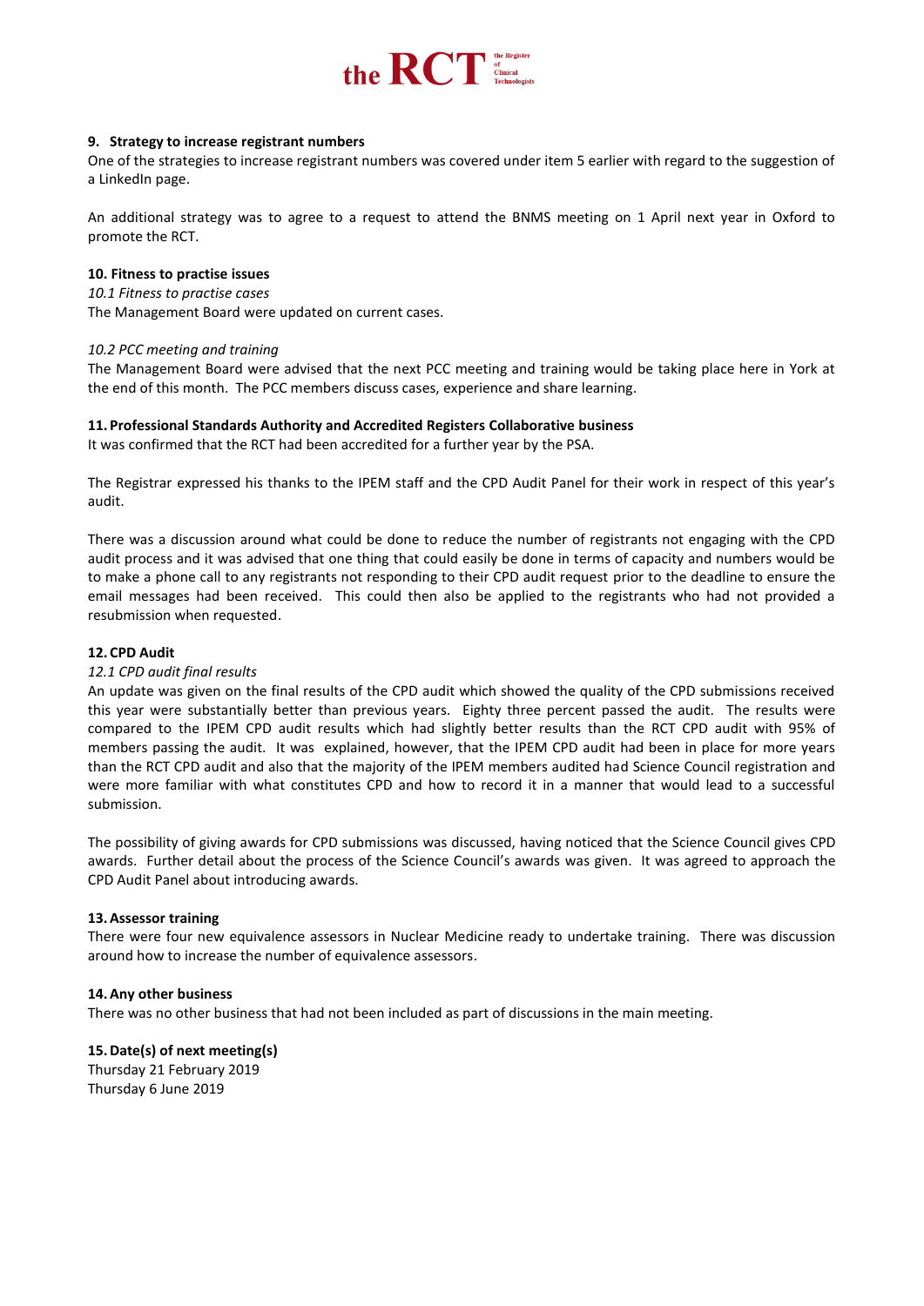### 9. Strategy to increase registrant numbers

One of the strategies to increase registrant numbers was covered under item 5 earlier with regard to the suggestion of a LinkedIn page.

An additional strategy was to agree to a request to attend the BNMS meeting on 1 April next year in Oxford to promote the RCT.

### 10. Fitness to practise issues

*10.1 Fitness to practise cases*

The Management Board were updated on current cases.

*10.2 PCC meeting and training*

The Management Board were advised that the next PCC meeting and training would be taking place here in York at the end of this month. The PCC members discuss cases, experience and share learning.

### 11. Professional Standards Authority and Accredited Registers Collaborative business

It was confirmed that the RCT had been accredited for a further year by the PSA.

The Registrar expressed his thanks to the IPEM staff and the CPD Audit Panel for their work in respect of this year's audit.

There was a discussion around what could be done to reduce the number of registrants not engaging with the CPD audit process and it was advised that one thing that could easily be done in terms of capacity and numbers would be to make a phone call to any registrants not responding to their CPD audit request prior to the deadline to ensure the email messages had been received. This could then also be applied to the registrants who had not provided a resubmission when requested.

### 12. CPD Audit

*12.1 CPD audit final results*

An update was given on the final results of the CPD audit which showed the quality of the CPD submissions received this year were substantially better than previous years. Eighty three percent passed the audit. The results were compared to the IPEM CPD audit results which had slightly better results than the RCT CPD audit with 95% of members passing the audit. It was explained, however, that the IPEM CPD audit had been in place for more years than the RCT CPD audit and also that the majority of the IPEM members audited had Science Council registration and were more familiar with what constitutes CPD and how to record it in a manner that would lead to a successful submission.

The possibility of giving awards for CPD submissions was discussed, having noticed that the Science Council gives CPD awards. Further detail about the process of the Science Council's awards was given. It was agreed to approach the CPD Audit Panel about introducing awards.

### 13. Assessor training

There were four new equivalence assessors in Nuclear Medicine ready to undertake training. There was discussion around how to increase the number of equivalence assessors.

### 14. Any other business

There was no other business that had not been included as part of discussions in the main meeting.

### 15. Date(s) of next meeting(s)

Thursday 21 February 2019
Thursday 6 June 2019